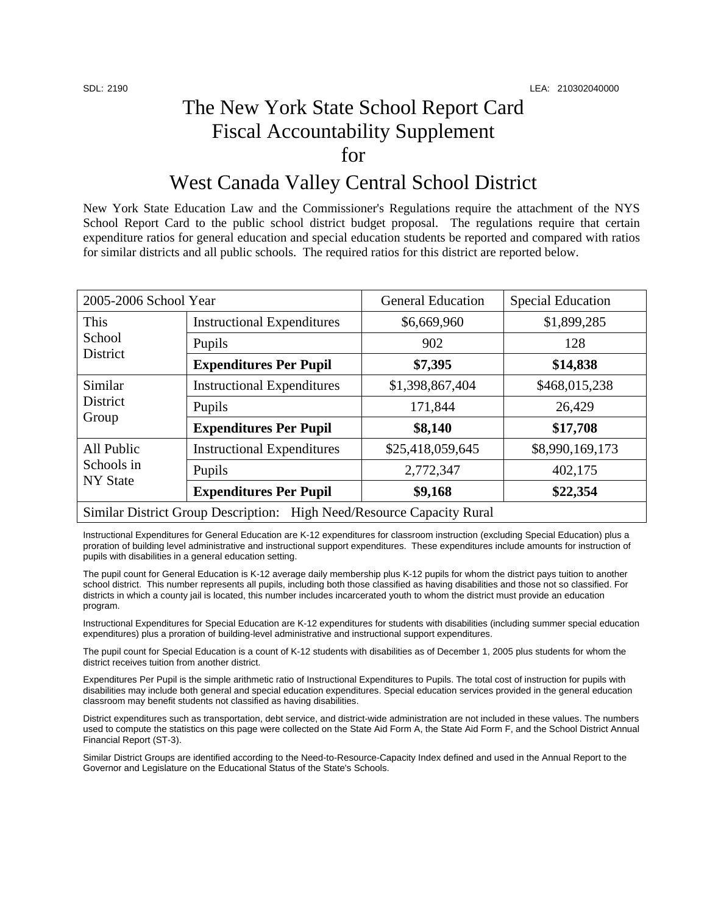SDL: 2190 LEA: 210302040000

# The New York State School Report Card Fiscal Accountability Supplement for

# West Canada Valley Central School District

New York State Education Law and the Commissioner's Regulations require the attachment of the NYS School Report Card to the public school district budget proposal. The regulations require that certain expenditure ratios for general education and special education students be reported and compared with ratios for similar districts and all public schools. The required ratios for this district are reported below.

| 2005-2006 School Year | | General Education | Special Education |
|---|---|---|---|
| This School District | Instructional Expenditures | $6,669,960 | $1,899,285 |
| | Pupils | 902 | 128 |
| | **Expenditures Per Pupil** | **$7,395** | **$14,838** |
| Similar District Group | Instructional Expenditures | $1,398,867,404 | $468,015,238 |
| | Pupils | 171,844 | 26,429 |
| | **Expenditures Per Pupil** | **$8,140** | **$17,708** |
| All Public Schools in NY State | Instructional Expenditures | $25,418,059,645 | $8,990,169,173 |
| | Pupils | 2,772,347 | 402,175 |
| | **Expenditures Per Pupil** | **$9,168** | **$22,354** |
| Similar District Group Description: High Need/Resource Capacity Rural | | | |

Instructional Expenditures for General Education are K-12 expenditures for classroom instruction (excluding Special Education) plus a proration of building level administrative and instructional support expenditures. These expenditures include amounts for instruction of pupils with disabilities in a general education setting.

The pupil count for General Education is K-12 average daily membership plus K-12 pupils for whom the district pays tuition to another school district. This number represents all pupils, including both those classified as having disabilities and those not so classified. For districts in which a county jail is located, this number includes incarcerated youth to whom the district must provide an education program.

Instructional Expenditures for Special Education are K-12 expenditures for students with disabilities (including summer special education expenditures) plus a proration of building-level administrative and instructional support expenditures.

The pupil count for Special Education is a count of K-12 students with disabilities as of December 1, 2005 plus students for whom the district receives tuition from another district.

Expenditures Per Pupil is the simple arithmetic ratio of Instructional Expenditures to Pupils. The total cost of instruction for pupils with disabilities may include both general and special education expenditures. Special education services provided in the general education classroom may benefit students not classified as having disabilities.

District expenditures such as transportation, debt service, and district-wide administration are not included in these values. The numbers used to compute the statistics on this page were collected on the State Aid Form A, the State Aid Form F, and the School District Annual Financial Report (ST-3).

Similar District Groups are identified according to the Need-to-Resource-Capacity Index defined and used in the Annual Report to the Governor and Legislature on the Educational Status of the State's Schools.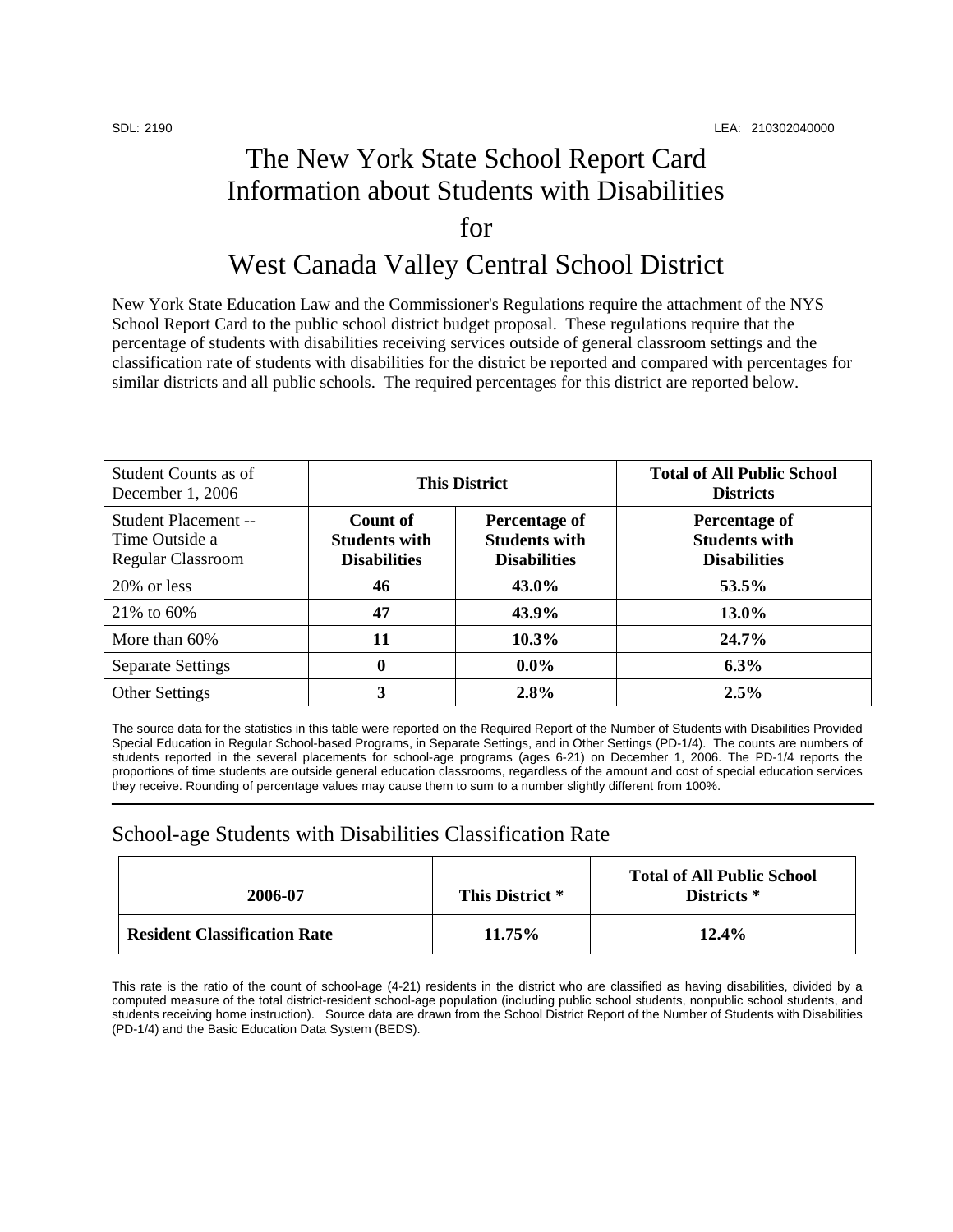SDL: 2190 LEA: 210302040000

# The New York State School Report Card Information about Students with Disabilities for West Canada Valley Central School District

New York State Education Law and the Commissioner's Regulations require the attachment of the NYS School Report Card to the public school district budget proposal. These regulations require that the percentage of students with disabilities receiving services outside of general classroom settings and the classification rate of students with disabilities for the district be reported and compared with percentages for similar districts and all public schools. The required percentages for this district are reported below.

| Student Counts as of December 1, 2006 | **This District** | | **Total of All Public School Districts** |
|---|---|---|---|
| Student Placement -- Time Outside a Regular Classroom | **Count of Students with Disabilities** | **Percentage of Students with Disabilities** | **Percentage of Students with Disabilities** |
| 20% or less | **46** | **43.0%** | **53.5%** |
| 21% to 60% | **47** | **43.9%** | **13.0%** |
| More than 60% | **11** | **10.3%** | **24.7%** |
| Separate Settings | **0** | **0.0%** | **6.3%** |
| Other Settings | **3** | **2.8%** | **2.5%** |

The source data for the statistics in this table were reported on the Required Report of the Number of Students with Disabilities Provided Special Education in Regular School-based Programs, in Separate Settings, and in Other Settings (PD-1/4). The counts are numbers of students reported in the several placements for school-age programs (ages 6-21) on December 1, 2006. The PD-1/4 reports the proportions of time students are outside general education classrooms, regardless of the amount and cost of special education services they receive. Rounding of percentage values may cause them to sum to a number slightly different from 100%.

## School-age Students with Disabilities Classification Rate

| **2006-07** | **This District *** | **Total of All Public School Districts *** |
|---|---|---|
| **Resident Classification Rate** | **11.75%** | **12.4%** |

This rate is the ratio of the count of school-age (4-21) residents in the district who are classified as having disabilities, divided by a computed measure of the total district-resident school-age population (including public school students, nonpublic school students, and students receiving home instruction). Source data are drawn from the School District Report of the Number of Students with Disabilities (PD-1/4) and the Basic Education Data System (BEDS).